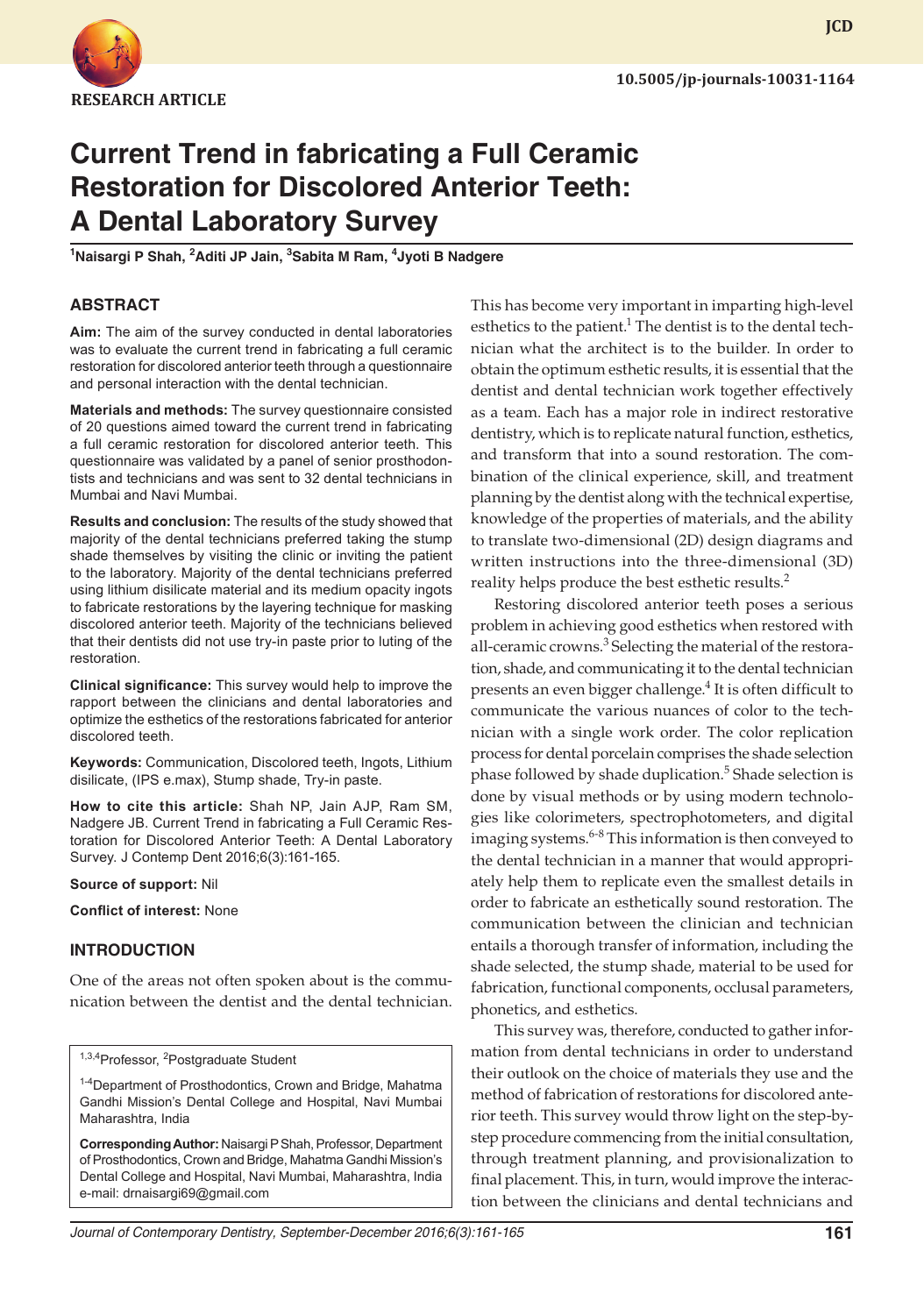RESEARCH ARTICLE

10.5005/jp-journals-10031-1164

# Current Trend in fabricating a Full Ceramic Restoration for Discolored Anterior Teeth: A Dental Laboratory Survey

[1]Naisargi P Shah, [2]Aditi JP Jain, [3]Sabita M Ram, [4]Jyoti B Nadgere

## ABSTRACT

**Aim:** The aim of the survey conducted in dental laboratories was to evaluate the current trend in fabricating a full ceramic restoration for discolored anterior teeth through a questionnaire and personal interaction with the dental technician.

**Materials and methods:** The survey questionnaire consisted of 20 questions aimed toward the current trend in fabricating a full ceramic restoration for discolored anterior teeth. This questionnaire was validated by a panel of senior prosthodontists and technicians and was sent to 32 dental technicians in Mumbai and Navi Mumbai.

**Results and conclusion:** The results of the study showed that majority of the dental technicians preferred taking the stump shade themselves by visiting the clinic or inviting the patient to the laboratory. Majority of the dental technicians preferred using lithium disilicate material and its medium opacity ingots to fabricate restorations by the layering technique for masking discolored anterior teeth. Majority of the technicians believed that their dentists did not use try-in paste prior to luting of the restoration.

**Clinical significance:** This survey would help to improve the rapport between the clinicians and dental laboratories and optimize the esthetics of the restorations fabricated for anterior discolored teeth.

**Keywords:** Communication, Discolored teeth, Ingots, Lithium disilicate, (IPS e.max), Stump shade, Try-in paste.

**How to cite this article:** Shah NP, Jain AJP, Ram SM, Nadgere JB. Current Trend in fabricating a Full Ceramic Restoration for Discolored Anterior Teeth: A Dental Laboratory Survey. J Contemp Dent 2016;6(3):161-165.

**Source of support:** Nil

**Conflict of interest:** None

## INTRODUCTION

One of the areas not often spoken about is the communication between the dentist and the dental technician. This has become very important in imparting high-level esthetics to the patient.[1] The dentist is to the dental technician what the architect is to the builder. In order to obtain the optimum esthetic results, it is essential that the dentist and dental technician work together effectively as a team. Each has a major role in indirect restorative dentistry, which is to replicate natural function, esthetics, and transform that into a sound restoration. The combination of the clinical experience, skill, and treatment planning by the dentist along with the technical expertise, knowledge of the properties of materials, and the ability to translate two-dimensional (2D) design diagrams and written instructions into the three-dimensional (3D) reality helps produce the best esthetic results.[2]

Restoring discolored anterior teeth poses a serious problem in achieving good esthetics when restored with all-ceramic crowns.[3] Selecting the material of the restoration, shade, and communicating it to the dental technician presents an even bigger challenge.[4] It is often difficult to communicate the various nuances of color to the technician with a single work order. The color replication process for dental porcelain comprises the shade selection phase followed by shade duplication.[5] Shade selection is done by visual methods or by using modern technologies like colorimeters, spectrophotometers, and digital imaging systems.[6-8] This information is then conveyed to the dental technician in a manner that would appropriately help them to replicate even the smallest details in order to fabricate an esthetically sound restoration. The communication between the clinician and technician entails a thorough transfer of information, including the shade selected, the stump shade, material to be used for fabrication, functional components, occlusal parameters, phonetics, and esthetics.

This survey was, therefore, conducted to gather information from dental technicians in order to understand their outlook on the choice of materials they use and the method of fabrication of restorations for discolored anterior teeth. This survey would throw light on the step-by-step procedure commencing from the initial consultation, through treatment planning, and provisionalization to final placement. This, in turn, would improve the interaction between the clinicians and dental technicians and

[1,3,4]Professor, [2]Postgraduate Student

[1-4]Department of Prosthodontics, Crown and Bridge, Mahatma Gandhi Mission's Dental College and Hospital, Navi Mumbai Maharashtra, India

**Corresponding Author:** Naisargi P Shah, Professor, Department of Prosthodontics, Crown and Bridge, Mahatma Gandhi Mission's Dental College and Hospital, Navi Mumbai, Maharashtra, India e-mail: drnaisargi69@gmail.com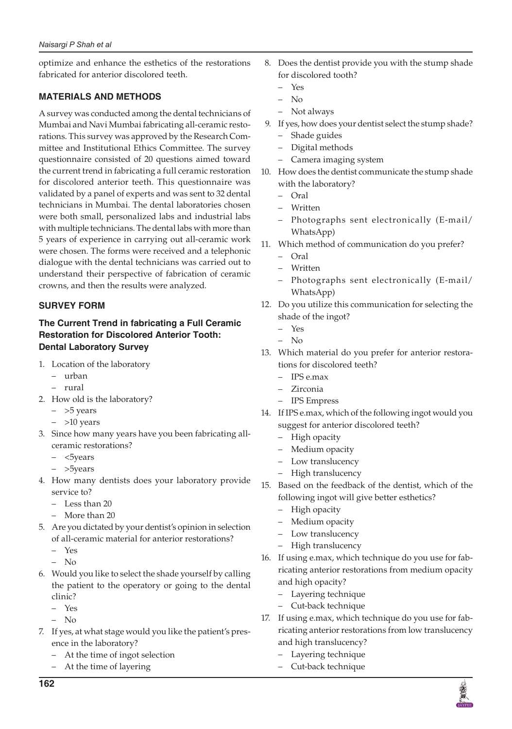optimize and enhance the esthetics of the restorations fabricated for anterior discolored teeth.

## MATERIALS AND METHODS

A survey was conducted among the dental technicians of Mumbai and Navi Mumbai fabricating all-ceramic restorations. This survey was approved by the Research Committee and Institutional Ethics Committee. The survey questionnaire consisted of 20 questions aimed toward the current trend in fabricating a full ceramic restoration for discolored anterior teeth. This questionnaire was validated by a panel of experts and was sent to 32 dental technicians in Mumbai. The dental laboratories chosen were both small, personalized labs and industrial labs with multiple technicians. The dental labs with more than 5 years of experience in carrying out all-ceramic work were chosen. The forms were received and a telephonic dialogue with the dental technicians was carried out to understand their perspective of fabrication of ceramic crowns, and then the results were analyzed.

## SURVEY FORM

### The Current Trend in fabricating a Full Ceramic Restoration for Discolored Anterior Tooth: Dental Laboratory Survey

1. Location of the laboratory
   - urban
   - rural
2. How old is the laboratory?
   - >5 years
   - >10 years
3. Since how many years have you been fabricating all-ceramic restorations?
   - <5years
   - >5years
4. How many dentists does your laboratory provide service to?
   - Less than 20
   - More than 20
5. Are you dictated by your dentist's opinion in selection of all-ceramic material for anterior restorations?
   - Yes
   - No
6. Would you like to select the shade yourself by calling the patient to the operatory or going to the dental clinic?
   - Yes
   - No
7. If yes, at what stage would you like the patient's presence in the laboratory?
   - At the time of ingot selection
   - At the time of layering
8. Does the dentist provide you with the stump shade for discolored tooth?
   - Yes
   - No
   - Not always
9. If yes, how does your dentist select the stump shade?
   - Shade guides
   - Digital methods
   - Camera imaging system
10. How does the dentist communicate the stump shade with the laboratory?
    - Oral
    - Written
    - Photographs sent electronically (E-mail/WhatsApp)
11. Which method of communication do you prefer?
    - Oral
    - Written
    - Photographs sent electronically (E-mail/WhatsApp)
12. Do you utilize this communication for selecting the shade of the ingot?
    - Yes
    - No
13. Which material do you prefer for anterior restorations for discolored teeth?
    - IPS e.max
    - Zirconia
    - IPS Empress
14. If IPS e.max, which of the following ingot would you suggest for anterior discolored teeth?
    - High opacity
    - Medium opacity
    - Low translucency
    - High translucency
15. Based on the feedback of the dentist, which of the following ingot will give better esthetics?
    - High opacity
    - Medium opacity
    - Low translucency
    - High translucency
16. If using e.max, which technique do you use for fabricating anterior restorations from medium opacity and high opacity?
    - Layering technique
    - Cut-back technique
17. If using e.max, which technique do you use for fabricating anterior restorations from low translucency and high translucency?
    - Layering technique
    - Cut-back technique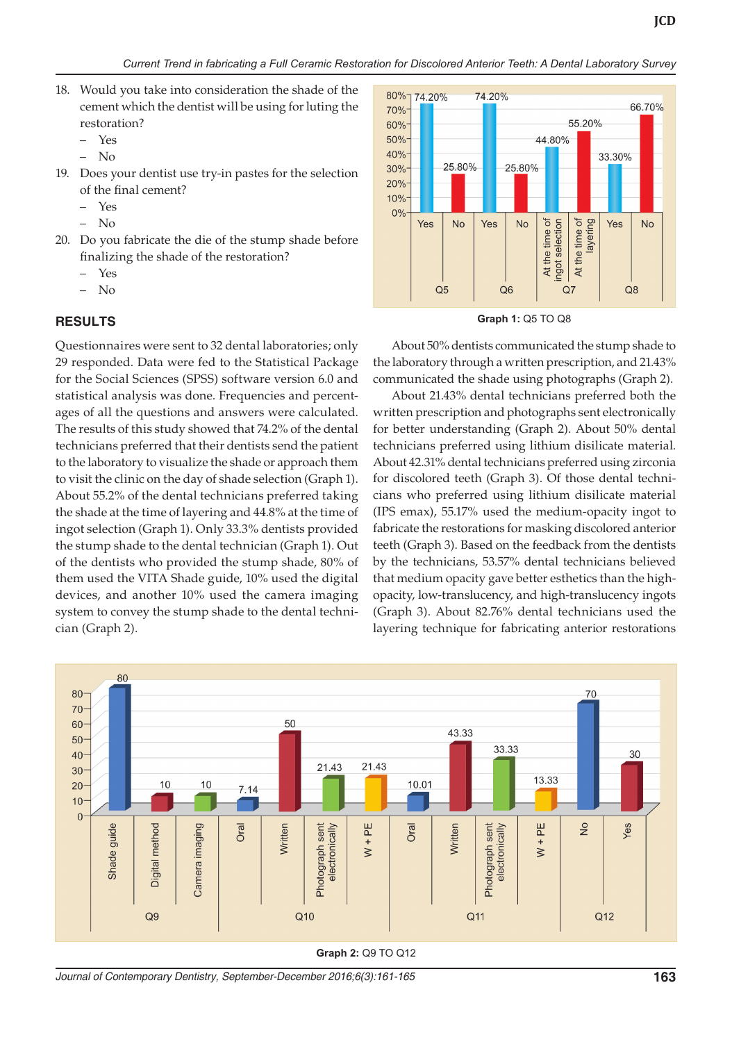18. Would you take into consideration the shade of the cement which the dentist will be using for luting the restoration?
    - Yes
    - No
19. Does your dentist use try-in pastes for the selection of the final cement?
    - Yes
    - No
20. Do you fabricate the die of the stump shade before finalizing the shade of the restoration?
    - Yes
    - No

## RESULTS

Questionnaires were sent to 32 dental laboratories; only 29 responded. Data were fed to the Statistical Package for the Social Sciences (SPSS) software version 6.0 and statistical analysis was done. Frequencies and percentages of all the questions and answers were calculated. The results of this study showed that 74.2% of the dental technicians preferred that their dentists send the patient to the laboratory to visualize the shade or approach them to visit the clinic on the day of shade selection (Graph 1). About 55.2% of the dental technicians preferred taking the shade at the time of layering and 44.8% at the time of ingot selection (Graph 1). Only 33.3% dentists provided the stump shade to the dental technician (Graph 1). Out of the dentists who provided the stump shade, 80% of them used the VITA Shade guide, 10% used the digital devices, and another 10% used the camera imaging system to convey the stump shade to the dental technician (Graph 2).

Graph 1: Q5 TO Q8

About 50% dentists communicated the stump shade to the laboratory through a written prescription, and 21.43% communicated the shade using photographs (Graph 2).

About 21.43% dental technicians preferred both the written prescription and photographs sent electronically for better understanding (Graph 2). About 50% dental technicians preferred using lithium disilicate material. About 42.31% dental technicians preferred using zirconia for discolored teeth (Graph 3). Of those dental technicians who preferred using lithium disilicate material (IPS emax), 55.17% used the medium-opacity ingot to fabricate the restorations for masking discolored anterior teeth (Graph 3). Based on the feedback from the dentists by the technicians, 53.57% dental technicians believed that medium opacity gave better esthetics than the high-opacity, low-translucency, and high-translucency ingots (Graph 3). About 82.76% dental technicians used the layering technique for fabricating anterior restorations

Graph 2: Q9 TO Q12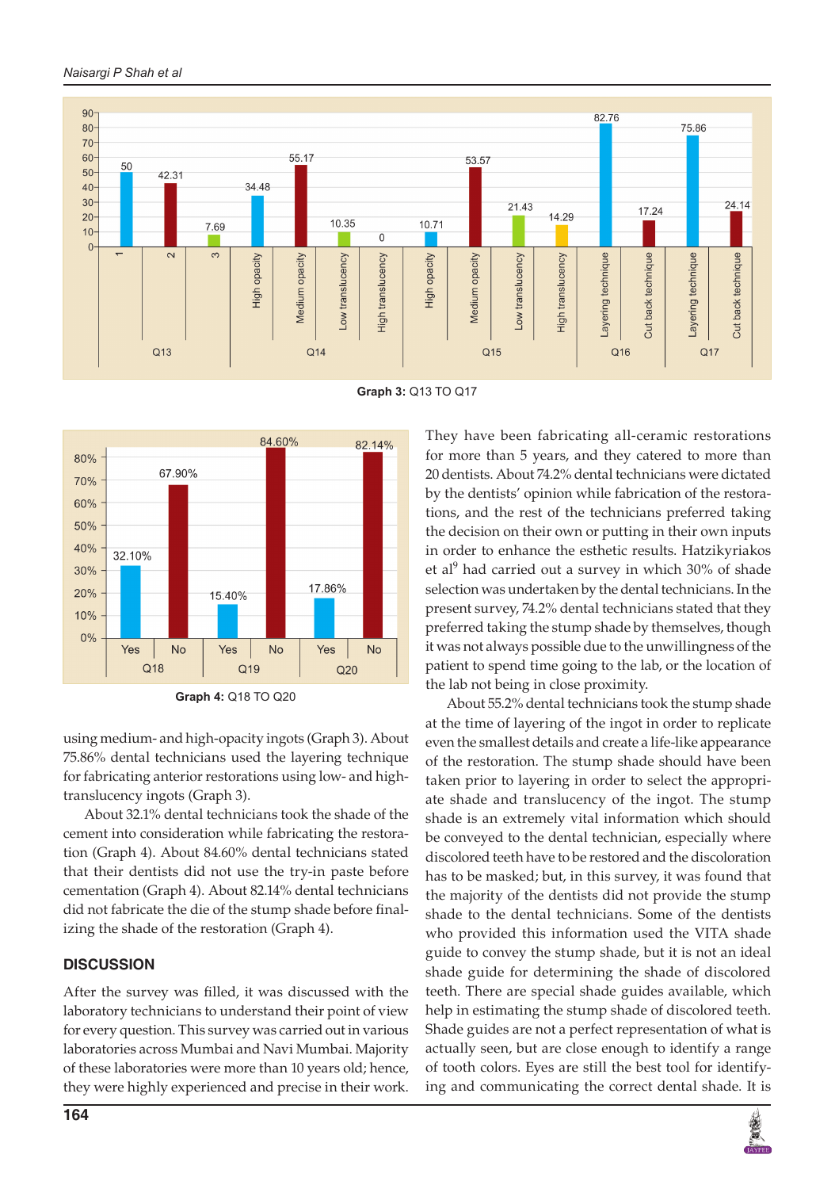Graph 3: Q13 TO Q17

Graph 4: Q18 TO Q20

using medium- and high-opacity ingots (Graph 3). About 75.86% dental technicians used the layering technique for fabricating anterior restorations using low- and high-translucency ingots (Graph 3).

About 32.1% dental technicians took the shade of the cement into consideration while fabricating the restoration (Graph 4). About 84.60% dental technicians stated that their dentists did not use the try-in paste before cementation (Graph 4). About 82.14% dental technicians did not fabricate the die of the stump shade before finalizing the shade of the restoration (Graph 4).

## DISCUSSION

After the survey was filled, it was discussed with the laboratory technicians to understand their point of view for every question. This survey was carried out in various laboratories across Mumbai and Navi Mumbai. Majority of these laboratories were more than 10 years old; hence, they were highly experienced and precise in their work. They have been fabricating all-ceramic restorations for more than 5 years, and they catered to more than 20 dentists. About 74.2% dental technicians were dictated by the dentists' opinion while fabrication of the restorations, and the rest of the technicians preferred taking the decision on their own or putting in their own inputs in order to enhance the esthetic results. Hatzikyriakos et al[9] had carried out a survey in which 30% of shade selection was undertaken by the dental technicians. In the present survey, 74.2% dental technicians stated that they preferred taking the stump shade by themselves, though it was not always possible due to the unwillingness of the patient to spend time going to the lab, or the location of the lab not being in close proximity.

About 55.2% dental technicians took the stump shade at the time of layering of the ingot in order to replicate even the smallest details and create a life-like appearance of the restoration. The stump shade should have been taken prior to layering in order to select the appropriate shade and translucency of the ingot. The stump shade is an extremely vital information which should be conveyed to the dental technician, especially where discolored teeth have to be restored and the discoloration has to be masked; but, in this survey, it was found that the majority of the dentists did not provide the stump shade to the dental technicians. Some of the dentists who provided this information used the VITA shade guide to convey the stump shade, but it is not an ideal shade guide for determining the shade of discolored teeth. There are special shade guides available, which help in estimating the stump shade of discolored teeth. Shade guides are not a perfect representation of what is actually seen, but are close enough to identify a range of tooth colors. Eyes are still the best tool for identifying and communicating the correct dental shade. It is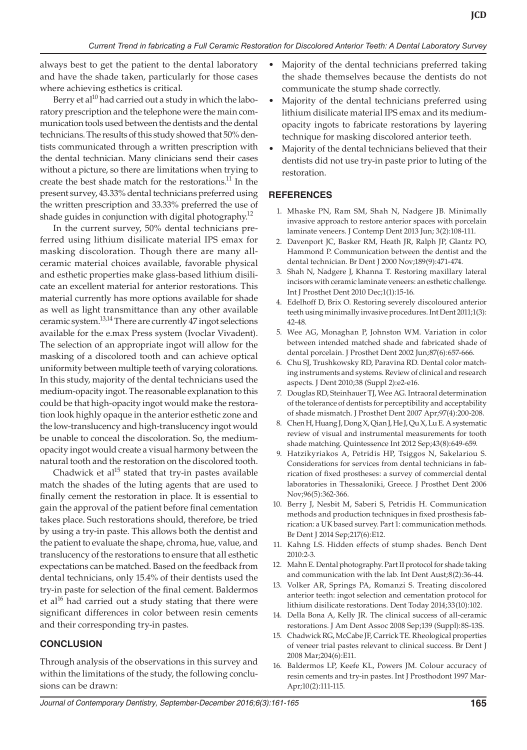always best to get the patient to the dental laboratory and have the shade taken, particularly for those cases where achieving esthetics is critical.

Berry et al[10] had carried out a study in which the laboratory prescription and the telephone were the main communication tools used between the dentists and the dental technicians. The results of this study showed that 50% dentists communicated through a written prescription with the dental technician. Many clinicians send their cases without a picture, so there are limitations when trying to create the best shade match for the restorations.[11] In the present survey, 43.33% dental technicians preferred using the written prescription and 33.33% preferred the use of shade guides in conjunction with digital photography.[12]

In the current survey, 50% dental technicians preferred using lithium disilicate material IPS emax for masking discoloration. Though there are many all-ceramic material choices available, favorable physical and esthetic properties make glass-based lithium disilicate an excellent material for anterior restorations. This material currently has more options available for shade as well as light transmittance than any other available ceramic system.[13,14] There are currently 47 ingot selections available for the e.max Press system (Ivoclar Vivadent). The selection of an appropriate ingot will allow for the masking of a discolored tooth and can achieve optical uniformity between multiple teeth of varying colorations. In this study, majority of the dental technicians used the medium-opacity ingot. The reasonable explanation to this could be that high-opacity ingot would make the restoration look highly opaque in the anterior esthetic zone and the low-translucency and high-translucency ingot would be unable to conceal the discoloration. So, the medium-opacity ingot would create a visual harmony between the natural tooth and the restoration on the discolored tooth.

Chadwick et al[15] stated that try-in pastes available match the shades of the luting agents that are used to finally cement the restoration in place. It is essential to gain the approval of the patient before final cementation takes place. Such restorations should, therefore, be tried by using a try-in paste. This allows both the dentist and the patient to evaluate the shape, chroma, hue, value, and translucency of the restorations to ensure that all esthetic expectations can be matched. Based on the feedback from dental technicians, only 15.4% of their dentists used the try-in paste for selection of the final cement. Baldermos et al[16] had carried out a study stating that there were significant differences in color between resin cements and their corresponding try-in pastes.

## CONCLUSION

Through analysis of the observations in this survey and within the limitations of the study, the following conclusions can be drawn:

- Majority of the dental technicians preferred taking the shade themselves because the dentists do not communicate the stump shade correctly.
- Majority of the dental technicians preferred using lithium disilicate material IPS emax and its medium-opacity ingots to fabricate restorations by layering technique for masking discolored anterior teeth.
- Majority of the dental technicians believed that their dentists did not use try-in paste prior to luting of the restoration.

## REFERENCES

1. Mhaske PN, Ram SM, Shah N, Nadgere JB. Minimally invasive approach to restore anterior spaces with porcelain laminate veneers. J Contemp Dent 2013 Jun; 3(2):108-111.
2. Davenport JC, Basker RM, Heath JR, Ralph JP, Glantz PO, Hammond P. Communication between the dentist and the dental technician. Br Dent J 2000 Nov;189(9):471-474.
3. Shah N, Nadgere J, Khanna T. Restoring maxillary lateral incisors with ceramic laminate veneers: an esthetic challenge. Int J Prosthet Dent 2010 Dec;1(1):15-16.
4. Edelhoff D, Brix O. Restoring severely discoloured anterior teeth using minimally invasive procedures. Int Dent 2011;1(3): 42-48.
5. Wee AG, Monaghan P, Johnston WM. Variation in color between intended matched shade and fabricated shade of dental porcelain. J Prosthet Dent 2002 Jun;87(6):657-666.
6. Chu SJ, Trushkowsky RD, Paravina RD. Dental color matching instruments and systems. Review of clinical and research aspects. J Dent 2010;38 (Suppl 2):e2-e16.
7. Douglas RD, Steinhauer TJ, Wee AG. Intraoral determination of the tolerance of dentists for perceptibility and acceptability of shade mismatch. J Prosthet Dent 2007 Apr;97(4):200-208.
8. Chen H, Huang J, Dong X, Qian J, He J, Qu X, Lu E. A systematic review of visual and instrumental measurements for tooth shade matching. Quintessence Int 2012 Sep;43(8):649-659.
9. Hatzikyriakos A, Petridis HP, Tsiggos N, Sakelariou S. Considerations for services from dental technicians in fabrication of fixed prostheses: a survey of commercial dental laboratories in Thessaloniki, Greece. J Prosthet Dent 2006 Nov;96(5):362-366.
10. Berry J, Nesbit M, Saberi S, Petridis H. Communication methods and production techniques in fixed prosthesis fabrication: a UK based survey. Part 1: communication methods. Br Dent J 2014 Sep;217(6):E12.
11. Kahng LS. Hidden effects of stump shades. Bench Dent 2010:2-3.
12. Mahn E. Dental photography. Part II protocol for shade taking and communication with the lab. Int Dent Aust;8(2):36-44.
13. Volker AR, Springs PA, Romanzi S. Treating discolored anterior teeth: ingot selection and cementation protocol for lithium disilicate restorations. Dent Today 2014;33(10):102.
14. Della Bona A, Kelly JR. The clinical success of all-ceramic restorations. J Am Dent Assoc 2008 Sep;139 (Suppl):8S-13S.
15. Chadwick RG, McCabe JF, Carrick TE. Rheological properties of veneer trial pastes relevant to clinical success. Br Dent J 2008 Mar;204(6):E11.
16. Baldermos LP, Keefe KL, Powers JM. Colour accuracy of resin cements and try-in pastes. Int J Prosthodont 1997 Mar-Apr;10(2):111-115.